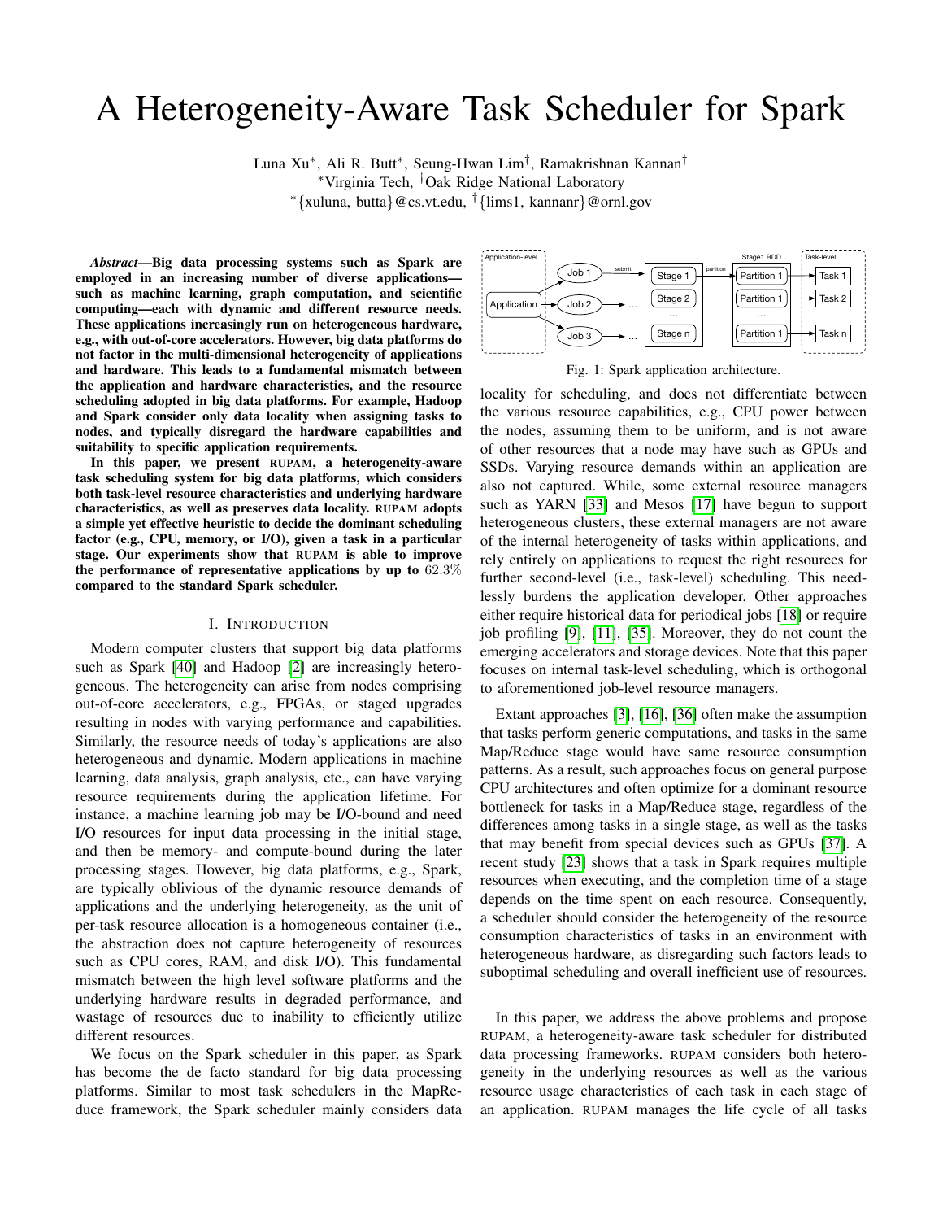# A Heterogeneity-Aware Task Scheduler for Spark

Luna Xu*, Ali R. Butt*, Seung-Hwan Lim†, Ramakrishnan Kannan†

*Virginia Tech, †Oak Ridge National Laboratory

*{xuluna, butta}@cs.vt.edu, †{lims1, kannanr}@ornl.gov

***Abstract*—Big data processing systems such as Spark are employed in an increasing number of diverse applications—such as machine learning, graph computation, and scientific computing—each with dynamic and different resource needs. These applications increasingly run on heterogeneous hardware, e.g., with out-of-core accelerators. However, big data platforms do not factor in the multi-dimensional heterogeneity of applications and hardware. This leads to a fundamental mismatch between the application and hardware characteristics, and the resource scheduling adopted in big data platforms. For example, Hadoop and Spark consider only data locality when assigning tasks to nodes, and typically disregard the hardware capabilities and suitability to specific application requirements.**

**In this paper, we present RUPAM, a heterogeneity-aware task scheduling system for big data platforms, which considers both task-level resource characteristics and underlying hardware characteristics, as well as preserves data locality. RUPAM adopts a simple yet effective heuristic to decide the dominant scheduling factor (e.g., CPU, memory, or I/O), given a task in a particular stage. Our experiments show that RUPAM is able to improve the performance of representative applications by up to 62.3% compared to the standard Spark scheduler.**

## I. Introduction

Modern computer clusters that support big data platforms such as Spark [40] and Hadoop [2] are increasingly heterogeneous. The heterogeneity can arise from nodes comprising out-of-core accelerators, e.g., FPGAs, or staged upgrades resulting in nodes with varying performance and capabilities. Similarly, the resource needs of today's applications are also heterogeneous and dynamic. Modern applications in machine learning, data analysis, graph analysis, etc., can have varying resource requirements during the application lifetime. For instance, a machine learning job may be I/O-bound and need I/O resources for input data processing in the initial stage, and then be memory- and compute-bound during the later processing stages. However, big data platforms, e.g., Spark, are typically oblivious of the dynamic resource demands of applications and the underlying heterogeneity, as the unit of per-task resource allocation is a homogeneous container (i.e., the abstraction does not capture heterogeneity of resources such as CPU cores, RAM, and disk I/O). This fundamental mismatch between the high level software platforms and the underlying hardware results in degraded performance, and wastage of resources due to inability to efficiently utilize different resources.

We focus on the Spark scheduler in this paper, as Spark has become the de facto standard for big data processing platforms. Similar to most task schedulers in the MapReduce framework, the Spark scheduler mainly considers data locality for scheduling, and does not differentiate between the various resource capabilities, e.g., CPU power between the nodes, assuming them to be uniform, and is not aware of other resources that a node may have such as GPUs and SSDs. Varying resource demands within an application are also not captured. While, some external resource managers such as YARN [33] and Mesos [17] have begun to support heterogeneous clusters, these external managers are not aware of the internal heterogeneity of tasks within applications, and rely entirely on applications to request the right resources for further second-level (i.e., task-level) scheduling. This needlessly burdens the application developer. Other approaches either require historical data for periodical jobs [18] or require job profiling [9], [11], [35]. Moreover, they do not count the emerging accelerators and storage devices. Note that this paper focuses on internal task-level scheduling, which is orthogonal to aforementioned job-level resource managers.

Application-level | Application | Job 1 | Job 2 | Job 3 | submit | Stage 1 | Stage 2 | ... | Stage n | partition | Stage1.RDD | Partition 1 | Partition 1 | ... | Partition 1 | Task-level | Task 1 | Task 2 | Task n

Fig. 1: Spark application architecture.

Extant approaches [3], [16], [36] often make the assumption that tasks perform generic computations, and tasks in the same Map/Reduce stage would have same resource consumption patterns. As a result, such approaches focus on general purpose CPU architectures and often optimize for a dominant resource bottleneck for tasks in a Map/Reduce stage, regardless of the differences among tasks in a single stage, as well as the tasks that may benefit from special devices such as GPUs [37]. A recent study [23] shows that a task in Spark requires multiple resources when executing, and the completion time of a stage depends on the time spent on each resource. Consequently, a scheduler should consider the heterogeneity of the resource consumption characteristics of tasks in an environment with heterogeneous hardware, as disregarding such factors leads to suboptimal scheduling and overall inefficient use of resources.

In this paper, we address the above problems and propose RUPAM, a heterogeneity-aware task scheduler for distributed data processing frameworks. RUPAM considers both heterogeneity in the underlying resources as well as the various resource usage characteristics of each task in each stage of an application. RUPAM manages the life cycle of all tasks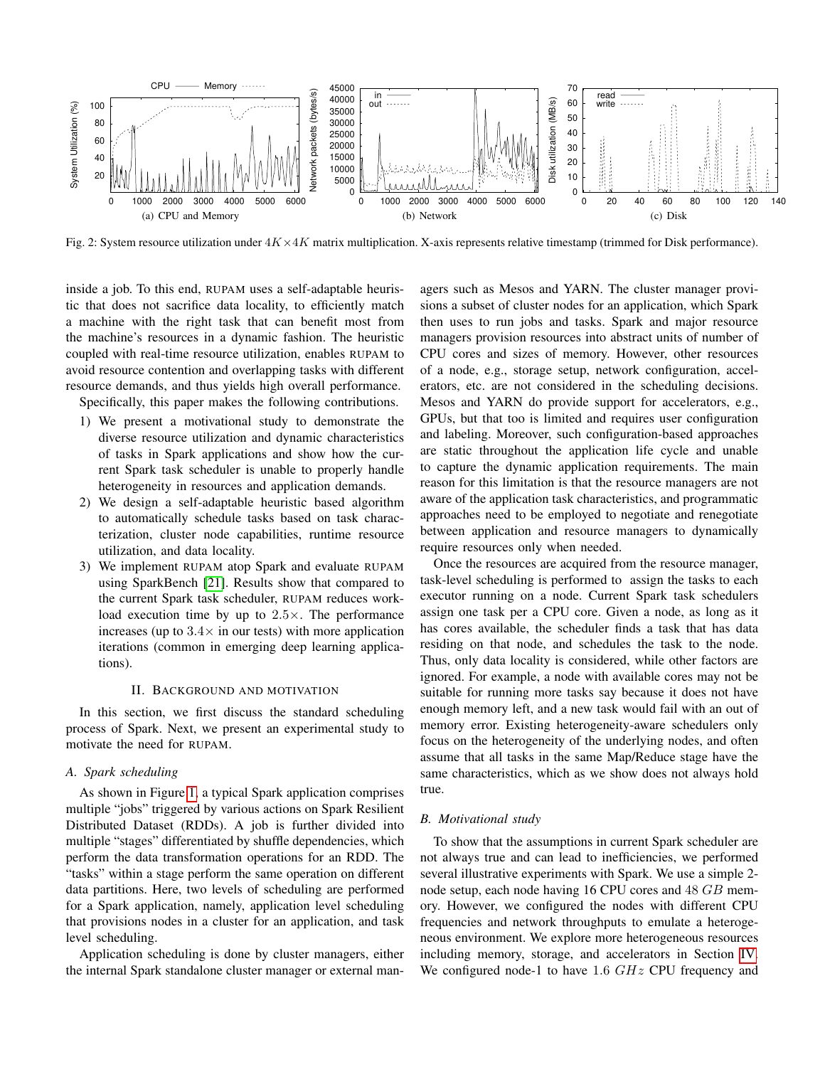Fig. 2: System resource utilization under $4K \times 4K$ matrix multiplication. X-axis represents relative timestamp (trimmed for Disk performance).

inside a job. To this end, RUPAM uses a self-adaptable heuristic that does not sacrifice data locality, to efficiently match a machine with the right task that can benefit most from the machine's resources in a dynamic fashion. The heuristic coupled with real-time resource utilization, enables RUPAM to avoid resource contention and overlapping tasks with different resource demands, and thus yields high overall performance.

Specifically, this paper makes the following contributions.

1) We present a motivational study to demonstrate the diverse resource utilization and dynamic characteristics of tasks in Spark applications and show how the current Spark task scheduler is unable to properly handle heterogeneity in resources and application demands.
2) We design a self-adaptable heuristic based algorithm to automatically schedule tasks based on task characterization, cluster node capabilities, runtime resource utilization, and data locality.
3) We implement RUPAM atop Spark and evaluate RUPAM using SparkBench [21]. Results show that compared to the current Spark task scheduler, RUPAM reduces workload execution time by up to $2.5\times$. The performance increases (up to $3.4\times$ in our tests) with more application iterations (common in emerging deep learning applications).

## II. Background and Motivation

In this section, we first discuss the standard scheduling process of Spark. Next, we present an experimental study to motivate the need for RUPAM.

### A. Spark scheduling

As shown in Figure 1, a typical Spark application comprises multiple "jobs" triggered by various actions on Spark Resilient Distributed Dataset (RDDs). A job is further divided into multiple "stages" differentiated by shuffle dependencies, which perform the data transformation operations for an RDD. The "tasks" within a stage perform the same operation on different data partitions. Here, two levels of scheduling are performed for a Spark application, namely, application level scheduling that provisions nodes in a cluster for an application, and task level scheduling.

Application scheduling is done by cluster managers, either the internal Spark standalone cluster manager or external managers such as Mesos and YARN. The cluster manager provisions a subset of cluster nodes for an application, which Spark then uses to run jobs and tasks. Spark and major resource managers provision resources into abstract units of number of CPU cores and sizes of memory. However, other resources of a node, e.g., storage setup, network configuration, accelerators, etc. are not considered in the scheduling decisions. Mesos and YARN do provide support for accelerators, e.g., GPUs, but that too is limited and requires user configuration and labeling. Moreover, such configuration-based approaches are static throughout the application life cycle and unable to capture the dynamic application requirements. The main reason for this limitation is that the resource managers are not aware of the application task characteristics, and programmatic approaches need to be employed to negotiate and renegotiate between application and resource managers to dynamically require resources only when needed.

Once the resources are acquired from the resource manager, task-level scheduling is performed to assign the tasks to each executor running on a node. Current Spark task schedulers assign one task per a CPU core. Given a node, as long as it has cores available, the scheduler finds a task that has data residing on that node, and schedules the task to the node. Thus, only data locality is considered, while other factors are ignored. For example, a node with available cores may not be suitable for running more tasks say because it does not have enough memory left, and a new task would fail with an out of memory error. Existing heterogeneity-aware schedulers only focus on the heterogeneity of the underlying nodes, and often assume that all tasks in the same Map/Reduce stage have the same characteristics, which as we show does not always hold true.

### B. Motivational study

To show that the assumptions in current Spark scheduler are not always true and can lead to inefficiencies, we performed several illustrative experiments with Spark. We use a simple 2-node setup, each node having 16 CPU cores and 48 $GB$ memory. However, we configured the nodes with different CPU frequencies and network throughputs to emulate a heterogeneous environment. We explore more heterogeneous resources including memory, storage, and accelerators in Section IV. We configured node-1 to have 1.6 $GHz$ CPU frequency and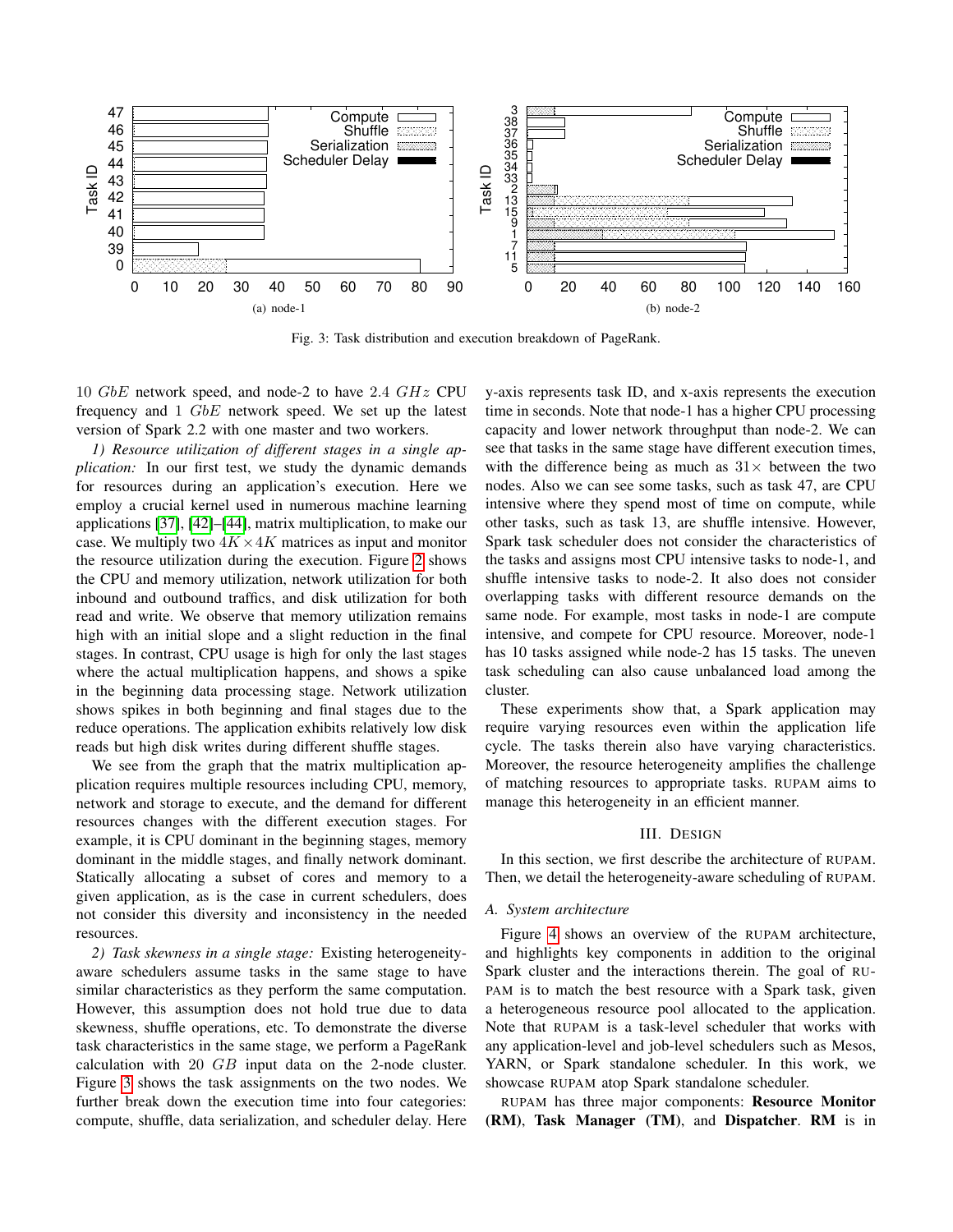Fig. 3: Task distribution and execution breakdown of PageRank.

(a) node-1

(b) node-2

10 $GbE$ network speed, and node-2 to have 2.4 $GHz$ CPU frequency and 1 $GbE$ network speed. We set up the latest version of Spark 2.2 with one master and two workers.

*1) Resource utilization of different stages in a single application:* In our first test, we study the dynamic demands for resources during an application's execution. Here we employ a crucial kernel used in numerous machine learning applications [37], [42]–[44], matrix multiplication, to make our case. We multiply two $4K \times 4K$ matrices as input and monitor the resource utilization during the execution. Figure 2 shows the CPU and memory utilization, network utilization for both inbound and outbound traffics, and disk utilization for both read and write. We observe that memory utilization remains high with an initial slope and a slight reduction in the final stages. In contrast, CPU usage is high for only the last stages where the actual multiplication happens, and shows a spike in the beginning data processing stage. Network utilization shows spikes in both beginning and final stages due to the reduce operations. The application exhibits relatively low disk reads but high disk writes during different shuffle stages.

We see from the graph that the matrix multiplication application requires multiple resources including CPU, memory, network and storage to execute, and the demand for different resources changes with the different execution stages. For example, it is CPU dominant in the beginning stages, memory dominant in the middle stages, and finally network dominant. Statically allocating a subset of cores and memory to a given application, as is the case in current schedulers, does not consider this diversity and inconsistency in the needed resources.

*2) Task skewness in a single stage:* Existing heterogeneity-aware schedulers assume tasks in the same stage to have similar characteristics as they perform the same computation. However, this assumption does not hold true due to data skewness, shuffle operations, etc. To demonstrate the diverse task characteristics in the same stage, we perform a PageRank calculation with 20 $GB$ input data on the 2-node cluster. Figure 3 shows the task assignments on the two nodes. We further break down the execution time into four categories: compute, shuffle, data serialization, and scheduler delay. Here y-axis represents task ID, and x-axis represents the execution time in seconds. Note that node-1 has a higher CPU processing capacity and lower network throughput than node-2. We can see that tasks in the same stage have different execution times, with the difference being as much as $31\times$ between the two nodes. Also we can see some tasks, such as task 47, are CPU intensive where they spend most of time on compute, while other tasks, such as task 13, are shuffle intensive. However, Spark task scheduler does not consider the characteristics of the tasks and assigns most CPU intensive tasks to node-1, and shuffle intensive tasks to node-2. It also does not consider overlapping tasks with different resource demands on the same node. For example, most tasks in node-1 are compute intensive, and compete for CPU resource. Moreover, node-1 has 10 tasks assigned while node-2 has 15 tasks. The uneven task scheduling can also cause unbalanced load among the cluster.

These experiments show that, a Spark application may require varying resources even within the application life cycle. The tasks therein also have varying characteristics. Moreover, the resource heterogeneity amplifies the challenge of matching resources to appropriate tasks. RUPAM aims to manage this heterogeneity in an efficient manner.

## III. Design

In this section, we first describe the architecture of RUPAM. Then, we detail the heterogeneity-aware scheduling of RUPAM.

### A. System architecture

Figure 4 shows an overview of the RUPAM architecture, and highlights key components in addition to the original Spark cluster and the interactions therein. The goal of RUPAM is to match the best resource with a Spark task, given a heterogeneous resource pool allocated to the application. Note that RUPAM is a task-level scheduler that works with any application-level and job-level schedulers such as Mesos, YARN, or Spark standalone scheduler. In this work, we showcase RUPAM atop Spark standalone scheduler.

RUPAM has three major components: **Resource Monitor (RM)**, **Task Manager (TM)**, and **Dispatcher**. **RM** is in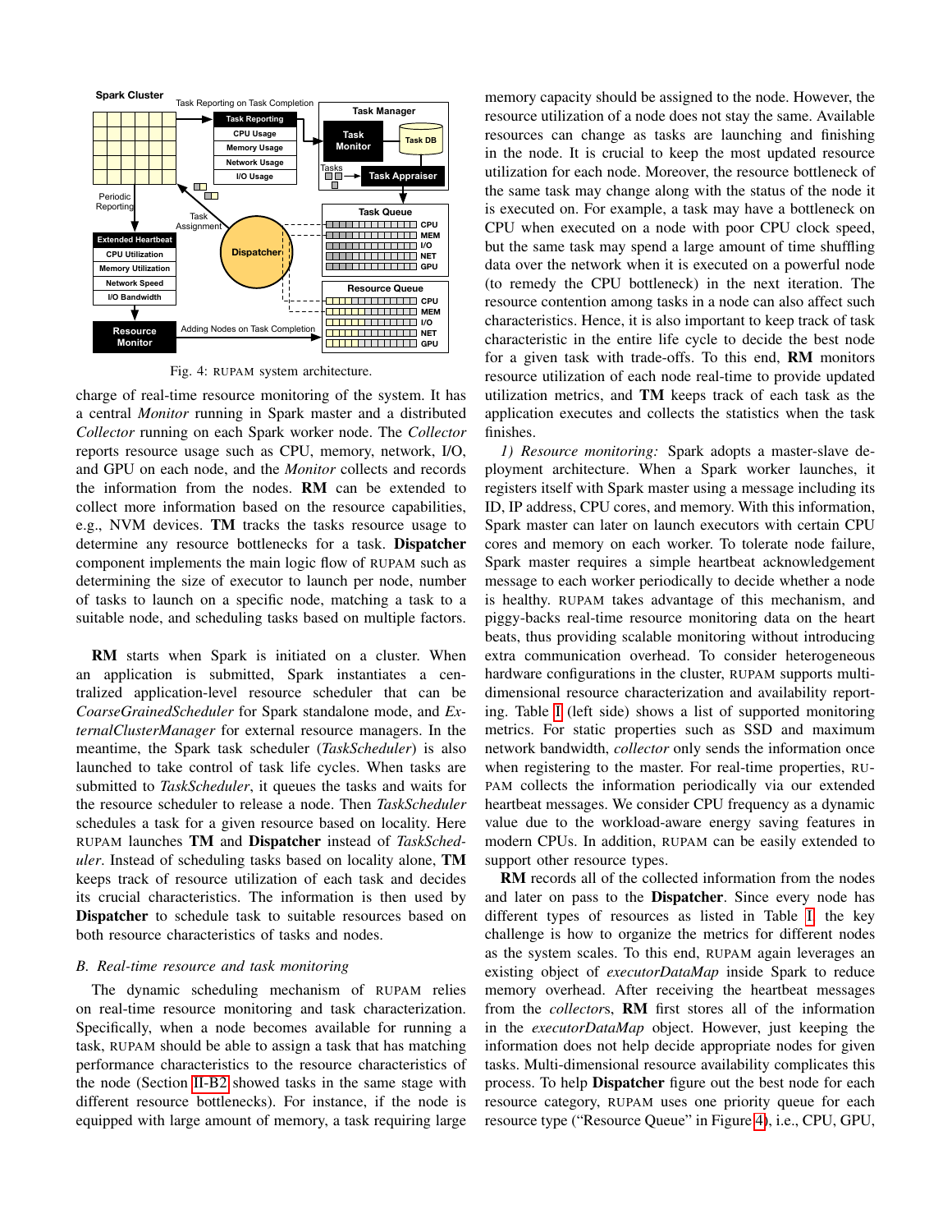Fig. 4: RUPAM system architecture.

charge of real-time resource monitoring of the system. It has a central *Monitor* running in Spark master and a distributed *Collector* running on each Spark worker node. The *Collector* reports resource usage such as CPU, memory, network, I/O, and GPU on each node, and the *Monitor* collects and records the information from the nodes. **RM** can be extended to collect more information based on the resource capabilities, e.g., NVM devices. **TM** tracks the tasks resource usage to determine any resource bottlenecks for a task. **Dispatcher** component implements the main logic flow of RUPAM such as determining the size of executor to launch per node, number of tasks to launch on a specific node, matching a task to a suitable node, and scheduling tasks based on multiple factors.

**RM** starts when Spark is initiated on a cluster. When an application is submitted, Spark instantiates a centralized application-level resource scheduler that can be *CoarseGrainedScheduler* for Spark standalone mode, and *ExternalClusterManager* for external resource managers. In the meantime, the Spark task scheduler (*TaskScheduler*) is also launched to take control of task life cycles. When tasks are submitted to *TaskScheduler*, it queues the tasks and waits for the resource scheduler to release a node. Then *TaskScheduler* schedules a task for a given resource based on locality. Here RUPAM launches **TM** and **Dispatcher** instead of *TaskScheduler*. Instead of scheduling tasks based on locality alone, **TM** keeps track of resource utilization of each task and decides its crucial characteristics. The information is then used by **Dispatcher** to schedule task to suitable resources based on both resource characteristics of tasks and nodes.

### B. Real-time resource and task monitoring

The dynamic scheduling mechanism of RUPAM relies on real-time resource monitoring and task characterization. Specifically, when a node becomes available for running a task, RUPAM should be able to assign a task that has matching performance characteristics to the resource characteristics of the node (Section II-B2 showed tasks in the same stage with different resource bottlenecks). For instance, if the node is equipped with large amount of memory, a task requiring large memory capacity should be assigned to the node. However, the resource utilization of a node does not stay the same. Available resources can change as tasks are launching and finishing in the node. It is crucial to keep the most updated resource utilization for each node. Moreover, the resource bottleneck of the same task may change along with the status of the node it is executed on. For example, a task may have a bottleneck on CPU when executed on a node with poor CPU clock speed, but the same task may spend a large amount of time shuffling data over the network when it is executed on a powerful node (to remedy the CPU bottleneck) in the next iteration. The resource contention among tasks in a node can also affect such characteristics. Hence, it is also important to keep track of task characteristic in the entire life cycle to decide the best node for a given task with trade-offs. To this end, **RM** monitors resource utilization of each node real-time to provide updated utilization metrics, and **TM** keeps track of each task as the application executes and collects the statistics when the task finishes.

*1) Resource monitoring:* Spark adopts a master-slave deployment architecture. When a Spark worker launches, it registers itself with Spark master using a message including its ID, IP address, CPU cores, and memory. With this information, Spark master can later on launch executors with certain CPU cores and memory on each worker. To tolerate node failure, Spark master requires a simple heartbeat acknowledgement message to each worker periodically to decide whether a node is healthy. RUPAM takes advantage of this mechanism, and piggy-backs real-time resource monitoring data on the heart beats, thus providing scalable monitoring without introducing extra communication overhead. To consider heterogeneous hardware configurations in the cluster, RUPAM supports multi-dimensional resource characterization and availability reporting. Table I (left side) shows a list of supported monitoring metrics. For static properties such as SSD and maximum network bandwidth, *collector* only sends the information once when registering to the master. For real-time properties, RUPAM collects the information periodically via our extended heartbeat messages. We consider CPU frequency as a dynamic value due to the workload-aware energy saving features in modern CPUs. In addition, RUPAM can be easily extended to support other resource types.

**RM** records all of the collected information from the nodes and later on pass to the **Dispatcher**. Since every node has different types of resources as listed in Table I, the key challenge is how to organize the metrics for different nodes as the system scales. To this end, RUPAM again leverages an existing object of *executorDataMap* inside Spark to reduce memory overhead. After receiving the heartbeat messages from the *collectors*, **RM** first stores all of the information in the *executorDataMap* object. However, just keeping the information does not help decide appropriate nodes for given tasks. Multi-dimensional resource availability complicates this process. To help **Dispatcher** figure out the best node for each resource category, RUPAM uses one priority queue for each resource type ("Resource Queue" in Figure 4), i.e., CPU, GPU,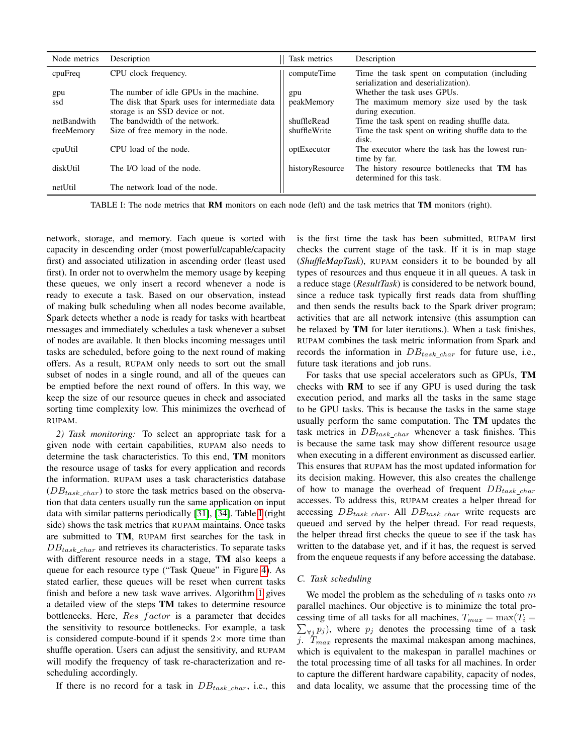| Node metrics | Description | Task metrics | Description |
|---|---|---|---|
| cpuFreq | CPU clock frequency. | computeTime | Time the task spent on computation (including serialization and deserialization). |
| gpu | The number of idle GPUs in the machine. | gpu | Whether the task uses GPUs. |
| ssd | The disk that Spark uses for intermediate data storage is an SSD device or not. | peakMemory | The maximum memory size used by the task during execution. |
| netBandwith | The bandwidth of the network. | shuffleRead | Time the task spent on reading shuffle data. |
| freeMemory | Size of free memory in the node. | shuffleWrite | Time the task spent on writing shuffle data to the disk. |
| cpuUtil | CPU load of the node. | optExecutor | The executor where the task has the lowest runtime by far. |
| diskUtil | The I/O load of the node. | historyResource | The history resource bottlenecks that **TM** has determined for this task. |
| netUtil | The network load of the node. | | |

TABLE I: The node metrics that **RM** monitors on each node (left) and the task metrics that **TM** monitors (right).

network, storage, and memory. Each queue is sorted with capacity in descending order (most powerful/capable/capacity first) and associated utilization in ascending order (least used first). In order not to overwhelm the memory usage by keeping these queues, we only insert a record whenever a node is ready to execute a task. Based on our observation, instead of making bulk scheduling when all nodes become available, Spark detects whether a node is ready for tasks with heartbeat messages and immediately schedules a task whenever a subset of nodes are available. It then blocks incoming messages until tasks are scheduled, before going to the next round of making offers. As a result, RUPAM only needs to sort out the small subset of nodes in a single round, and all of the queues can be emptied before the next round of offers. In this way, we keep the size of our resource queues in check and associated sorting time complexity low. This minimizes the overhead of RUPAM.

*2) Task monitoring:* To select an appropriate task for a given node with certain capabilities, RUPAM also needs to determine the task characteristics. To this end, **TM** monitors the resource usage of tasks for every application and records the information. RUPAM uses a task characteristics database ($DB_{task\_char}$) to store the task metrics based on the observation that data centers usually run the same application on input data with similar patterns periodically [31], [34]. Table I (right side) shows the task metrics that RUPAM maintains. Once tasks are submitted to **TM**, RUPAM first searches for the task in $DB_{task\_char}$ and retrieves its characteristics. To separate tasks with different resource needs in a stage, **TM** also keeps a queue for each resource type ("Task Queue" in Figure 4). As stated earlier, these queues will be reset when current tasks finish and before a new task wave arrives. Algorithm 1 gives a detailed view of the steps **TM** takes to determine resource bottlenecks. Here, $Res\_factor$ is a parameter that decides the sensitivity to resource bottlenecks. For example, a task is considered compute-bound if it spends $2\times$ more time than shuffle operation. Users can adjust the sensitivity, and RUPAM will modify the frequency of task re-characterization and re-scheduling accordingly.

If there is no record for a task in $DB_{task\_char}$, i.e., this is the first time the task has been submitted, RUPAM first checks the current stage of the task. If it is in map stage (*ShuffleMapTask*), RUPAM considers it to be bounded by all types of resources and thus enqueue it in all queues. A task in a reduce stage (*ResultTask*) is considered to be network bound, since a reduce task typically first reads data from shuffling and then sends the results back to the Spark driver program; activities that are all network intensive (this assumption can be relaxed by **TM** for later iterations.). When a task finishes, RUPAM combines the task metric information from Spark and records the information in $DB_{task\_char}$ for future use, i.e., future task iterations and job runs.

For tasks that use special accelerators such as GPUs, **TM** checks with **RM** to see if any GPU is used during the task execution period, and marks all the tasks in the same stage to be GPU tasks. This is because the tasks in the same stage usually perform the same computation. The **TM** updates the task metrics in $DB_{task\_char}$ whenever a task finishes. This is because the same task may show different resource usage when executing in a different environment as discussed earlier. This ensures that RUPAM has the most updated information for its decision making. However, this also creates the challenge of how to manage the overhead of frequent $DB_{task\_char}$ accesses. To address this, RUPAM creates a helper thread for accessing $DB_{task\_char}$. All $DB_{task\_char}$ write requests are queued and served by the helper thread. For read requests, the helper thread first checks the queue to see if the task has written to the database yet, and if it has, the request is served from the enqueue requests if any before accessing the database.

### C. Task scheduling

We model the problem as the scheduling of $n$ tasks onto $m$ parallel machines. Our objective is to minimize the total processing time of all tasks for all machines, $T_{max} = \max(T_i = \sum_{\forall j} p_j)$, where $p_j$ denotes the processing time of a task $j$. $T_{max}$ represents the maximal makespan among machines, which is equivalent to the makespan in parallel machines or the total processing time of all tasks for all machines. In order to capture the different hardware capability, capacity of nodes, and data locality, we assume that the processing time of the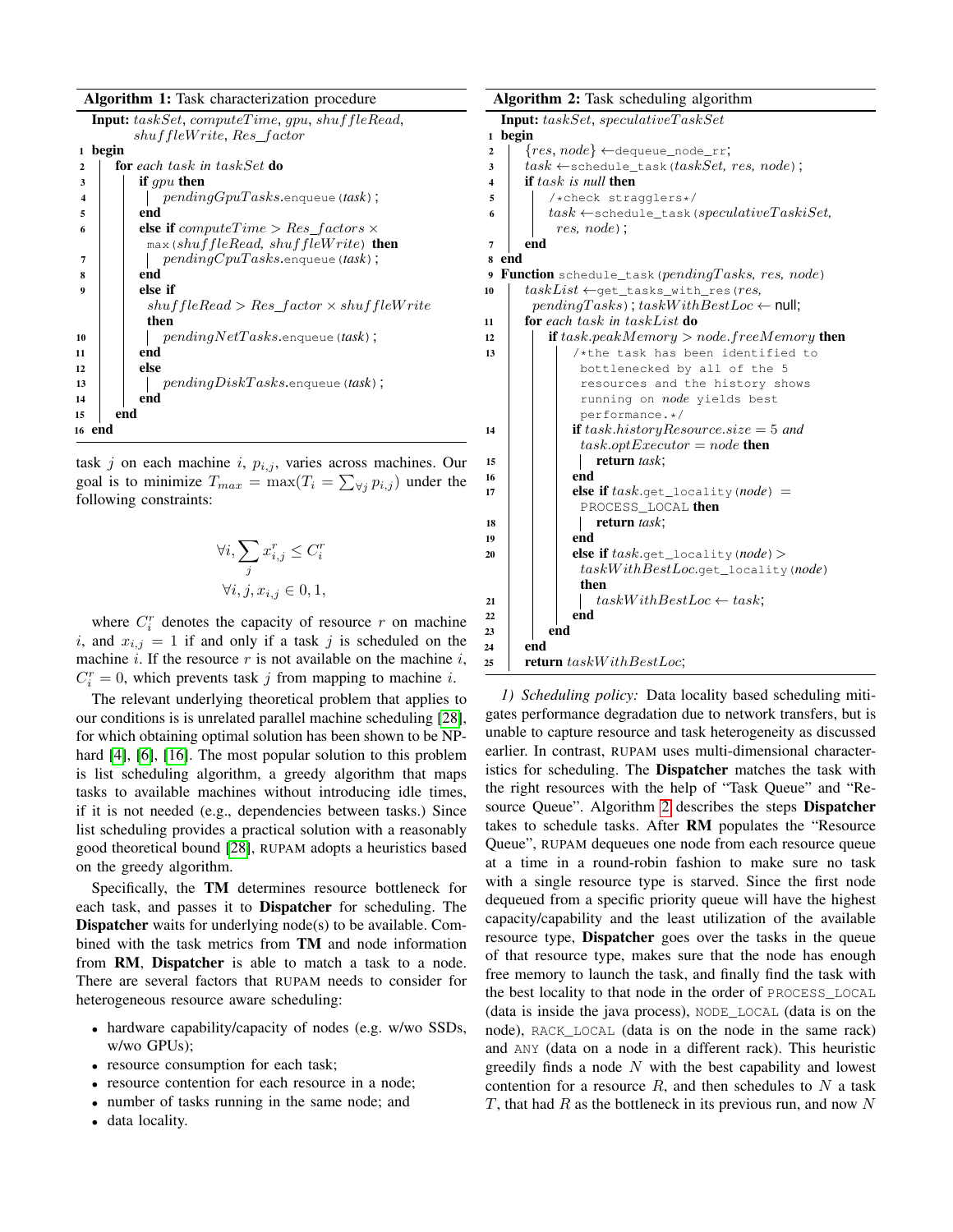**Algorithm 1:** Task characterization procedure

```
   Input: taskSet, computeTime, gpu, shuffleRead,
          shuffleWrite, Res_factor
 1 begin
 2   for each task in taskSet do
 3     if gpu then
 4       pendingGpuTasks.enqueue(task);
 5     end
 6     else if computeTime > Res_factors ×
         max(shuffleRead, shuffleWrite) then
 7       pendingCpuTasks.enqueue(task);
 8     end
 9     else if
         shuffleRead > Res_factor × shuffleWrite
         then
10       pendingNetTasks.enqueue(task);
11     end
12     else
13       pendingDiskTasks.enqueue(task);
14     end
15   end
16 end
```

task $j$ on each machine $i$, $p_{i,j}$, varies across machines. Our goal is to minimize $T_{max} = \max(T_i = \sum_{\forall j} p_{i,j})$ under the following constraints:

$$\forall i, \sum_j x^r_{i,j} \leq C^r_i$$

$$\forall i, j, x_{i,j} \in 0, 1,$$

where $C^r_i$ denotes the capacity of resource $r$ on machine $i$, and $x_{i,j} = 1$ if and only if a task $j$ is scheduled on the machine $i$. If the resource $r$ is not available on the machine $i$, $C^r_i = 0$, which prevents task $j$ from mapping to machine $i$.

The relevant underlying theoretical problem that applies to our conditions is is unrelated parallel machine scheduling [28], for which obtaining optimal solution has been shown to be NP-hard [4], [6], [16]. The most popular solution to this problem is list scheduling algorithm, a greedy algorithm that maps tasks to available machines without introducing idle times, if it is not needed (e.g., dependencies between tasks.) Since list scheduling provides a practical solution with a reasonably good theoretical bound [28], RUPAM adopts a heuristics based on the greedy algorithm.

Specifically, the **TM** determines resource bottleneck for each task, and passes it to **Dispatcher** for scheduling. The **Dispatcher** waits for underlying node(s) to be available. Combined with the task metrics from **TM** and node information from **RM**, **Dispatcher** is able to match a task to a node. There are several factors that RUPAM needs to consider for heterogeneous resource aware scheduling:

- hardware capability/capacity of nodes (e.g. w/wo SSDs, w/wo GPUs);
- resource consumption for each task;
- resource contention for each resource in a node;
- number of tasks running in the same node; and
- data locality.

**Algorithm 2:** Task scheduling algorithm

```
   Input: taskSet, speculativeTaskSet
 1 begin
 2   {res, node} ← dequeue_node_rr;
 3   task ← schedule_task(taskSet, res, node);
 4   if task is null then
 5     /*check stragglers*/
 6     task ← schedule_task(speculativeTaskiSet,
         res, node);
 7   end
 8 end
 9 Function schedule_task(pendingTasks, res, node)
10   taskList ← get_tasks_with_res(res,
       pendingTasks); taskWithBestLoc ← null;
11   for each task in taskList do
12     if task.peakMemory > node.freeMemory then
13       /*the task has been identified to
          bottlenecked by all of the 5
          resources and the history shows
          running on node yields best
          performance.*/
14       if task.historyResource.size = 5 and
           task.optExecutor = node then
15         return task;
16       end
17       else if task.get_locality(node) =
           PROCESS_LOCAL then
18         return task;
19       end
20       else if task.get_locality(node) >
           taskWithBestLoc.get_locality(node)
           then
21         taskWithBestLoc ← task;
22       end
23     end
24   end
25   return taskWithBestLoc;
```

*1) Scheduling policy:* Data locality based scheduling mitigates performance degradation due to network transfers, but is unable to capture resource and task heterogeneity as discussed earlier. In contrast, RUPAM uses multi-dimensional characteristics for scheduling. The **Dispatcher** matches the task with the right resources with the help of "Task Queue" and "Resource Queue". Algorithm 2 describes the steps **Dispatcher** takes to schedule tasks. After **RM** populates the "Resource Queue", RUPAM dequeues one node from each resource queue at a time in a round-robin fashion to make sure no task with a single resource type is starved. Since the first node dequeued from a specific priority queue will have the highest capacity/capability and the least utilization of the available resource type, **Dispatcher** goes over the tasks in the queue of that resource type, makes sure that the node has enough free memory to launch the task, and finally find the task with the best locality to that node in the order of PROCESS_LOCAL (data is inside the java process), NODE_LOCAL (data is on the node), RACK_LOCAL (data is on the node in the same rack) and ANY (data on a node in a different rack). This heuristic greedily finds a node $N$ with the best capability and lowest contention for a resource $R$, and then schedules to $N$ a task $T$, that had $R$ as the bottleneck in its previous run, and now $N$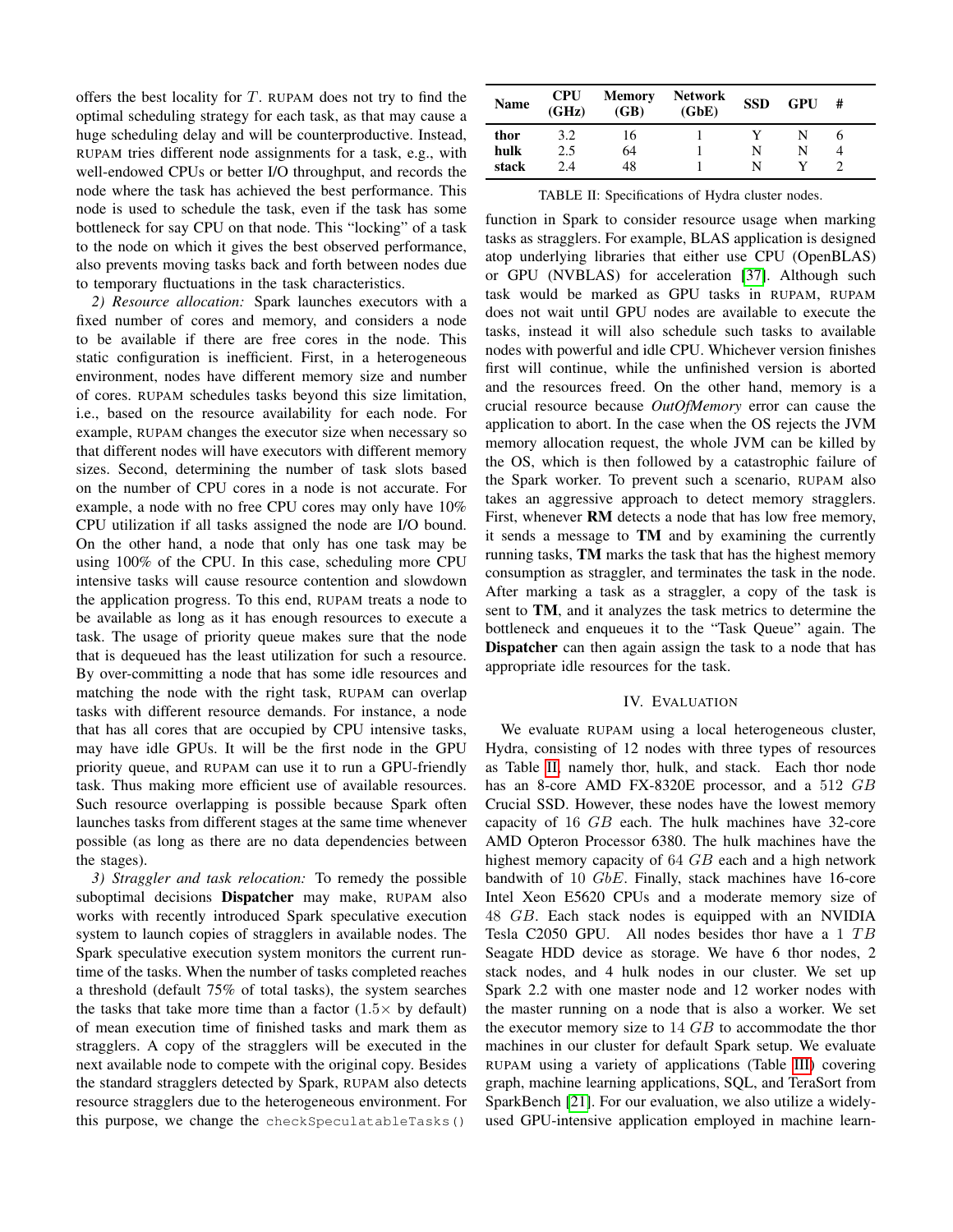offers the best locality for $T$. RUPAM does not try to find the optimal scheduling strategy for each task, as that may cause a huge scheduling delay and will be counterproductive. Instead, RUPAM tries different node assignments for a task, e.g., with well-endowed CPUs or better I/O throughput, and records the node where the task has achieved the best performance. This node is used to schedule the task, even if the task has some bottleneck for say CPU on that node. This "locking" of a task to the node on which it gives the best observed performance, also prevents moving tasks back and forth between nodes due to temporary fluctuations in the task characteristics.

*2) Resource allocation:* Spark launches executors with a fixed number of cores and memory, and considers a node to be available if there are free cores in the node. This static configuration is inefficient. First, in a heterogeneous environment, nodes have different memory size and number of cores. RUPAM schedules tasks beyond this size limitation, i.e., based on the resource availability for each node. For example, RUPAM changes the executor size when necessary so that different nodes will have executors with different memory sizes. Second, determining the number of task slots based on the number of CPU cores in a node is not accurate. For example, a node with no free CPU cores may only have 10% CPU utilization if all tasks assigned the node are I/O bound. On the other hand, a node that only has one task may be using 100% of the CPU. In this case, scheduling more CPU intensive tasks will cause resource contention and slowdown the application progress. To this end, RUPAM treats a node to be available as long as it has enough resources to execute a task. The usage of priority queue makes sure that the node that is dequeued has the least utilization for such a resource. By over-committing a node that has some idle resources and matching the node with the right task, RUPAM can overlap tasks with different resource demands. For instance, a node that has all cores that are occupied by CPU intensive tasks, may have idle GPUs. It will be the first node in the GPU priority queue, and RUPAM can use it to run a GPU-friendly task. Thus making more efficient use of available resources. Such resource overlapping is possible because Spark often launches tasks from different stages at the same time whenever possible (as long as there are no data dependencies between the stages).

*3) Straggler and task relocation:* To remedy the possible suboptimal decisions **Dispatcher** may make, RUPAM also works with recently introduced Spark speculative execution system to launch copies of stragglers in available nodes. The Spark speculative execution system monitors the current runtime of the tasks. When the number of tasks completed reaches a threshold (default 75% of total tasks), the system searches the tasks that take more time than a factor ($1.5\times$ by default) of mean execution time of finished tasks and mark them as stragglers. A copy of the stragglers will be executed in the next available node to compete with the original copy. Besides the standard stragglers detected by Spark, RUPAM also detects resource stragglers due to the heterogeneous environment. For this purpose, we change the `checkSpeculatableTasks()` function in Spark to consider resource usage when marking tasks as stragglers. For example, BLAS application is designed atop underlying libraries that either use CPU (OpenBLAS) or GPU (NVBLAS) for acceleration [37]. Although such task would be marked as GPU tasks in RUPAM, RUPAM does not wait until GPU nodes are available to execute the tasks, instead it will also schedule such tasks to available nodes with powerful and idle CPU. Whichever version finishes first will continue, while the unfinished version is aborted and the resources freed. On the other hand, memory is a crucial resource because *OutOfMemory* error can cause the application to abort. In the case when the OS rejects the JVM memory allocation request, the whole JVM can be killed by the OS, which is then followed by a catastrophic failure of the Spark worker. To prevent such a scenario, RUPAM also takes an aggressive approach to detect memory stragglers. First, whenever **RM** detects a node that has low free memory, it sends a message to **TM** and by examining the currently running tasks, **TM** marks the task that has the highest memory consumption as straggler, and terminates the task in the node. After marking a task as a straggler, a copy of the task is sent to **TM**, and it analyzes the task metrics to determine the bottleneck and enqueues it to the "Task Queue" again. The **Dispatcher** can then again assign the task to a node that has appropriate idle resources for the task.

| Name | CPU (GHz) | Memory (GB) | Network (GbE) | SSD | GPU | # |
|---|---|---|---|---|---|---|
| thor | 3.2 | 16 | 1 | Y | N | 6 |
| hulk | 2.5 | 64 | 1 | N | N | 4 |
| stack | 2.4 | 48 | 1 | N | Y | 2 |

TABLE II: Specifications of Hydra cluster nodes.

## IV. EVALUATION

We evaluate RUPAM using a local heterogeneous cluster, Hydra, consisting of 12 nodes with three types of resources as Table II, namely thor, hulk, and stack. Each thor node has an 8-core AMD FX-8320E processor, and a 512 $GB$ Crucial SSD. However, these nodes have the lowest memory capacity of 16 $GB$ each. The hulk machines have 32-core AMD Opteron Processor 6380. The hulk machines have the highest memory capacity of 64 $GB$ each and a high network bandwith of 10 $GbE$. Finally, stack machines have 16-core Intel Xeon E5620 CPUs and a moderate memory size of 48 $GB$. Each stack nodes is equipped with an NVIDIA Tesla C2050 GPU. All nodes besides thor have a 1 $TB$ Seagate HDD device as storage. We have 6 thor nodes, 2 stack nodes, and 4 hulk nodes in our cluster. We set up Spark 2.2 with one master node and 12 worker nodes with the master running on a node that is also a worker. We set the executor memory size to 14 $GB$ to accommodate the thor machines in our cluster for default Spark setup. We evaluate RUPAM using a variety of applications (Table III) covering graph, machine learning applications, SQL, and TeraSort from SparkBench [21]. For our evaluation, we also utilize a widely-used GPU-intensive application employed in machine learn-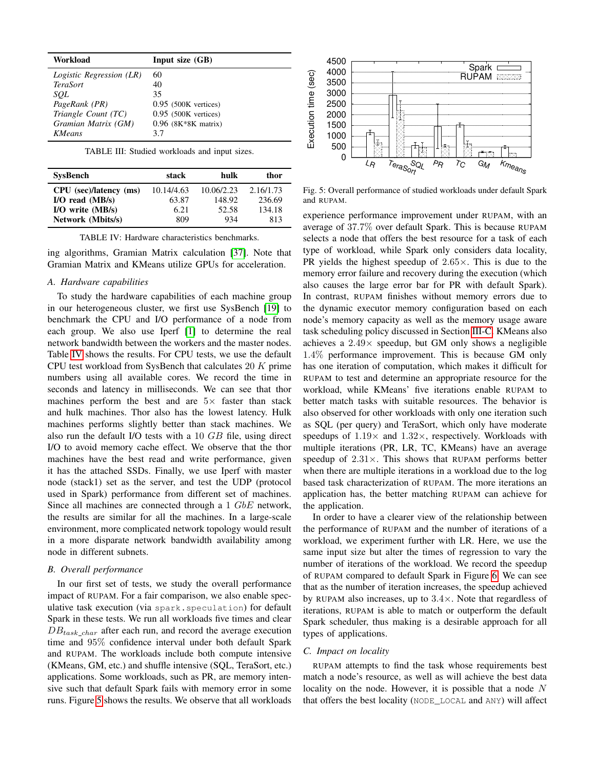| Workload | Input size (GB) |
|---|---|
| *Logistic Regression (LR)* | 60 |
| *TeraSort* | 40 |
| *SQL* | 35 |
| *PageRank (PR)* | 0.95 (500K vertices) |
| *Triangle Count (TC)* | 0.95 (500K vertices) |
| *Gramian Matrix (GM)* | 0.96 (8K*8K matrix) |
| *KMeans* | 3.7 |

TABLE III: Studied workloads and input sizes.

| SysBench | stack | hulk | thor |
|---|---|---|---|
| **CPU (sec)/latency (ms)** | 10.14/4.63 | 10.06/2.23 | 2.16/1.73 |
| **I/O read (MB/s)** | 63.87 | 148.92 | 236.69 |
| **I/O write (MB/s)** | 6.21 | 52.58 | 134.18 |
| **Network (Mbits/s)** | 809 | 934 | 813 |

TABLE IV: Hardware characteristics benchmarks.

ing algorithms, Gramian Matrix calculation [37]. Note that Gramian Matrix and KMeans utilize GPUs for acceleration.

### A. Hardware capabilities

To study the hardware capabilities of each machine group in our heterogeneous cluster, we first use SysBench [19] to benchmark the CPU and I/O performance of a node from each group. We also use Iperf [1] to determine the real network bandwidth between the workers and the master nodes. Table IV shows the results. For CPU tests, we use the default CPU test workload from SysBench that calculates 20 $K$ prime numbers using all available cores. We record the time in seconds and latency in milliseconds. We can see that thor machines perform the best and are $5\times$ faster than stack and hulk machines. Thor also has the lowest latency. Hulk machines performs slightly better than stack machines. We also run the default I/O tests with a 10 $GB$ file, using direct I/O to avoid memory cache effect. We observe that the thor machines have the best read and write performance, given it has the attached SSDs. Finally, we use Iperf with master node (stack1) set as the server, and test the UDP (protocol used in Spark) performance from different set of machines. Since all machines are connected through a 1 $GbE$ network, the results are similar for all the machines. In a large-scale environment, more complicated network topology would result in a more disparate network bandwidth availability among node in different subnets.

### B. Overall performance

In our first set of tests, we study the overall performance impact of RUPAM. For a fair comparison, we also enable speculative task execution (via `spark.speculation`) for default Spark in these tests. We run all workloads five times and clear $DB_{task\_char}$ after each run, and record the average execution time and 95% confidence interval under both default Spark and RUPAM. The workloads include both compute intensive (KMeans, GM, etc.) and shuffle intensive (SQL, TeraSort, etc.) applications. Some workloads, such as PR, are memory intensive such that default Spark fails with memory error in some runs. Figure 5 shows the results. We observe that all workloads

Fig. 5: Overall performance of studied workloads under default Spark and RUPAM.

experience performance improvement under RUPAM, with an average of 37.7% over default Spark. This is because RUPAM selects a node that offers the best resource for a task of each type of workload, while Spark only considers data locality, PR yields the highest speedup of $2.65\times$. This is due to the memory error failure and recovery during the execution (which also causes the large error bar for PR with default Spark). In contrast, RUPAM finishes without memory errors due to the dynamic executor memory configuration based on each node's memory capacity as well as the memory usage aware task scheduling policy discussed in Section III-C. KMeans also achieves a $2.49\times$ speedup, but GM only shows a negligible 1.4% performance improvement. This is because GM only has one iteration of computation, which makes it difficult for RUPAM to test and determine an appropriate resource for the workload, while KMeans' five iterations enable RUPAM to better match tasks with suitable resources. The behavior is also observed for other workloads with only one iteration such as SQL (per query) and TeraSort, which only have moderate speedups of $1.19\times$ and $1.32\times$, respectively. Workloads with multiple iterations (PR, LR, TC, KMeans) have an average speedup of $2.31\times$. This shows that RUPAM performs better when there are multiple iterations in a workload due to the log based task characterization of RUPAM. The more iterations an application has, the better matching RUPAM can achieve for the application.

In order to have a clearer view of the relationship between the performance of RUPAM and the number of iterations of a workload, we experiment further with LR. Here, we use the same input size but alter the times of regression to vary the number of iterations of the workload. We record the speedup of RUPAM compared to default Spark in Figure 6. We can see that as the number of iteration increases, the speedup achieved by RUPAM also increases, up to $3.4\times$. Note that regardless of iterations, RUPAM is able to match or outperform the default Spark scheduler, thus making is a desirable approach for all types of applications.

### C. Impact on locality

RUPAM attempts to find the task whose requirements best match a node's resource, as well as will achieve the best data locality on the node. However, it is possible that a node $N$ that offers the best locality (`NODE_LOCAL` and `ANY`) will affect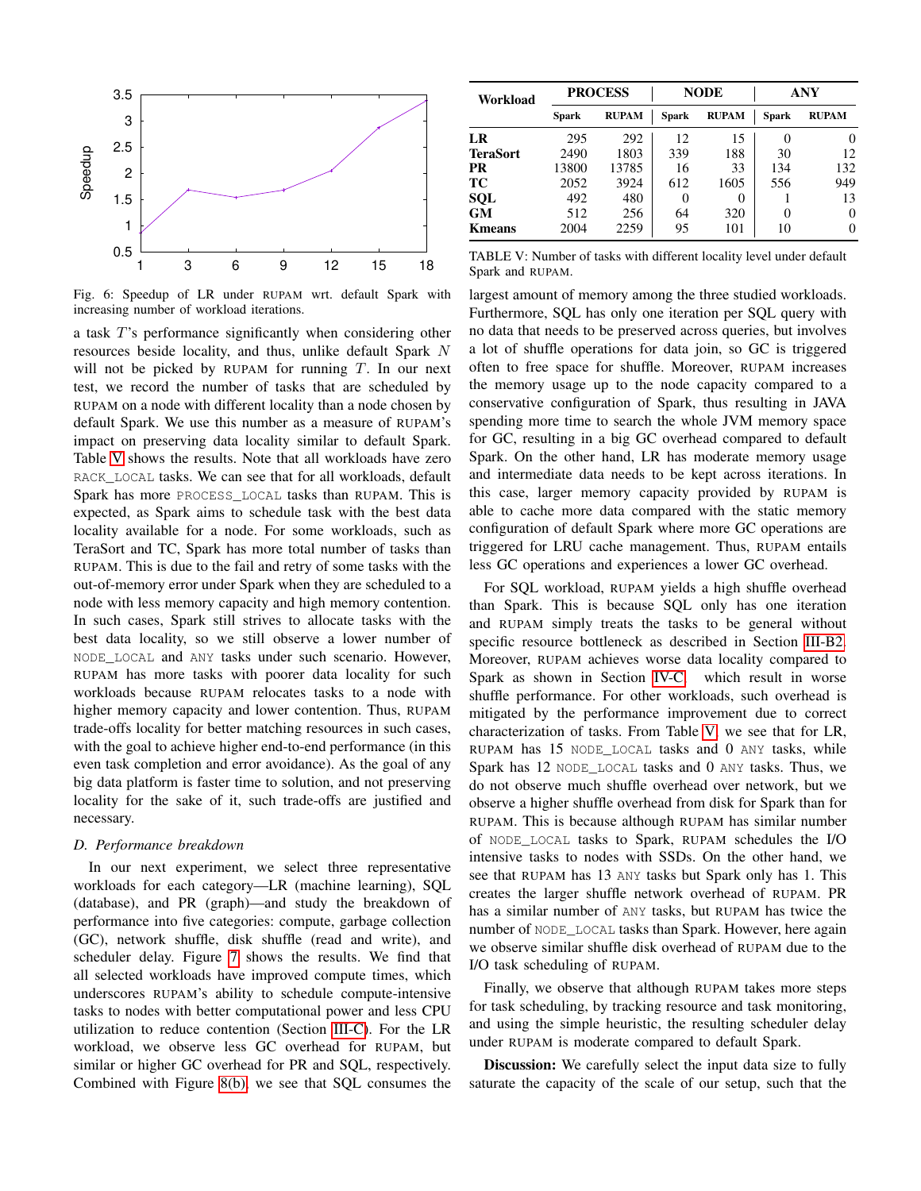Fig. 6: Speedup of LR under RUPAM wrt. default Spark with increasing number of workload iterations.

a task $T$'s performance significantly when considering other resources beside locality, and thus, unlike default Spark $N$ will not be picked by RUPAM for running $T$. In our next test, we record the number of tasks that are scheduled by RUPAM on a node with different locality than a node chosen by default Spark. We use this number as a measure of RUPAM's impact on preserving data locality similar to default Spark. Table V shows the results. Note that all workloads have zero `RACK_LOCAL` tasks. We can see that for all workloads, default Spark has more `PROCESS_LOCAL` tasks than RUPAM. This is expected, as Spark aims to schedule task with the best data locality available for a node. For some workloads, such as TeraSort and TC, Spark has more total number of tasks than RUPAM. This is due to the fail and retry of some tasks with the out-of-memory error under Spark when they are scheduled to a node with less memory capacity and high memory contention. In such cases, Spark still strives to allocate tasks with the best data locality, so we still observe a lower number of `NODE_LOCAL` and `ANY` tasks under such scenario. However, RUPAM has more tasks with poorer data locality for such workloads because RUPAM relocates tasks to a node with higher memory capacity and lower contention. Thus, RUPAM trade-offs locality for better matching resources in such cases, with the goal to achieve higher end-to-end performance (in this even task completion and error avoidance). As the goal of any big data platform is faster time to solution, and not preserving locality for the sake of it, such trade-offs are justified and necessary.

### D. Performance breakdown

In our next experiment, we select three representative workloads for each category—LR (machine learning), SQL (database), and PR (graph)—and study the breakdown of performance into five categories: compute, garbage collection (GC), network shuffle, disk shuffle (read and write), and scheduler delay. Figure 7 shows the results. We find that all selected workloads have improved compute times, which underscores RUPAM's ability to schedule compute-intensive tasks to nodes with better computational power and less CPU utilization to reduce contention (Section III-C). For the LR workload, we observe less GC overhead for RUPAM, but similar or higher GC overhead for PR and SQL, respectively. Combined with Figure 8(b), we see that SQL consumes the largest amount of memory among the three studied workloads. Furthermore, SQL has only one iteration per SQL query with no data that needs to be preserved across queries, but involves a lot of shuffle operations for data join, so GC is triggered often to free space for shuffle. Moreover, RUPAM increases the memory usage up to the node capacity compared to a conservative configuration of Spark, thus resulting in JAVA spending more time to search the whole JVM memory space for GC, resulting in a big GC overhead compared to default Spark. On the other hand, LR has moderate memory usage and intermediate data needs to be kept across iterations. In this case, larger memory capacity provided by RUPAM is able to cache more data compared with the static memory configuration of default Spark where more GC operations are triggered for LRU cache management. Thus, RUPAM entails less GC operations and experiences a lower GC overhead.

| Workload | PROCESS | | NODE | | ANY | |
|---|---|---|---|---|---|---|
| | Spark | RUPAM | Spark | RUPAM | Spark | RUPAM |
| **LR** | 295 | 292 | 12 | 15 | 0 | 0 |
| **TeraSort** | 2490 | 1803 | 339 | 188 | 30 | 12 |
| **PR** | 13800 | 13785 | 16 | 33 | 134 | 132 |
| **TC** | 2052 | 3924 | 612 | 1605 | 556 | 949 |
| **SQL** | 492 | 480 | 0 | 0 | 1 | 13 |
| **GM** | 512 | 256 | 64 | 320 | 0 | 0 |
| **Kmeans** | 2004 | 2259 | 95 | 101 | 10 | 0 |

TABLE V: Number of tasks with different locality level under default Spark and RUPAM.

For SQL workload, RUPAM yields a high shuffle overhead than Spark. This is because SQL only has one iteration and RUPAM simply treats the tasks to be general without specific resource bottleneck as described in Section III-B2. Moreover, RUPAM achieves worse data locality compared to Spark as shown in Section IV-C which result in worse shuffle performance. For other workloads, such overhead is mitigated by the performance improvement due to correct characterization of tasks. From Table V, we see that for LR, RUPAM has 15 `NODE_LOCAL` tasks and 0 `ANY` tasks, while Spark has 12 `NODE_LOCAL` tasks and 0 `ANY` tasks. Thus, we do not observe much shuffle overhead over network, but we observe a higher shuffle overhead from disk for Spark than for RUPAM. This is because although RUPAM has similar number of `NODE_LOCAL` tasks to Spark, RUPAM schedules the I/O intensive tasks to nodes with SSDs. On the other hand, we see that RUPAM has 13 `ANY` tasks but Spark only has 1. This creates the larger shuffle network overhead of RUPAM. PR has a similar number of `ANY` tasks, but RUPAM has twice the number of `NODE_LOCAL` tasks than Spark. However, here again we observe similar shuffle disk overhead of RUPAM due to the I/O task scheduling of RUPAM.

Finally, we observe that although RUPAM takes more steps for task scheduling, by tracking resource and task monitoring, and using the simple heuristic, the resulting scheduler delay under RUPAM is moderate compared to default Spark.

**Discussion:** We carefully select the input data size to fully saturate the capacity of the scale of our setup, such that the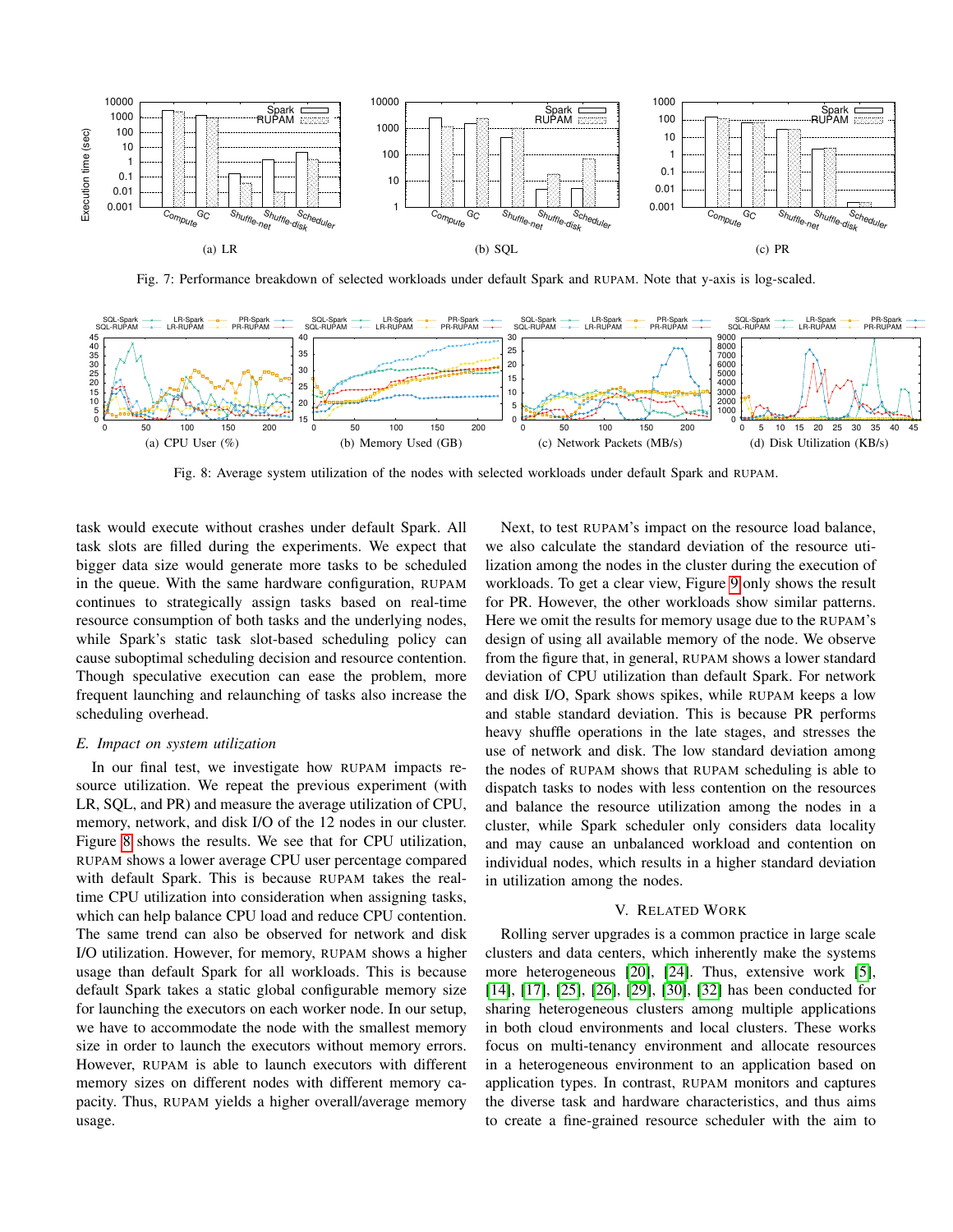Fig. 7: Performance breakdown of selected workloads under default Spark and RUPAM. Note that y-axis is log-scaled.

(a) LR (b) SQL (c) PR

(a) CPU User (%) (b) Memory Used (GB) (c) Network Packets (MB/s) (d) Disk Utilization (KB/s)

Fig. 8: Average system utilization of the nodes with selected workloads under default Spark and RUPAM.

task would execute without crashes under default Spark. All task slots are filled during the experiments. We expect that bigger data size would generate more tasks to be scheduled in the queue. With the same hardware configuration, RUPAM continues to strategically assign tasks based on real-time resource consumption of both tasks and the underlying nodes, while Spark's static task slot-based scheduling policy can cause suboptimal scheduling decision and resource contention. Though speculative execution can ease the problem, more frequent launching and relaunching of tasks also increase the scheduling overhead.

### *E. Impact on system utilization*

In our final test, we investigate how RUPAM impacts resource utilization. We repeat the previous experiment (with LR, SQL, and PR) and measure the average utilization of CPU, memory, network, and disk I/O of the 12 nodes in our cluster. Figure 8 shows the results. We see that for CPU utilization, RUPAM shows a lower average CPU user percentage compared with default Spark. This is because RUPAM takes the real-time CPU utilization into consideration when assigning tasks, which can help balance CPU load and reduce CPU contention. The same trend can also be observed for network and disk I/O utilization. However, for memory, RUPAM shows a higher usage than default Spark for all workloads. This is because default Spark takes a static global configurable memory size for launching the executors on each worker node. In our setup, we have to accommodate the node with the smallest memory size in order to launch the executors without memory errors. However, RUPAM is able to launch executors with different memory sizes on different nodes with different memory capacity. Thus, RUPAM yields a higher overall/average memory usage.

Next, to test RUPAM's impact on the resource load balance, we also calculate the standard deviation of the resource utilization among the nodes in the cluster during the execution of workloads. To get a clear view, Figure 9 only shows the result for PR. However, the other workloads show similar patterns. Here we omit the results for memory usage due to the RUPAM's design of using all available memory of the node. We observe from the figure that, in general, RUPAM shows a lower standard deviation of CPU utilization than default Spark. For network and disk I/O, Spark shows spikes, while RUPAM keeps a low and stable standard deviation. This is because PR performs heavy shuffle operations in the late stages, and stresses the use of network and disk. The low standard deviation among the nodes of RUPAM shows that RUPAM scheduling is able to dispatch tasks to nodes with less contention on the resources and balance the resource utilization among the nodes in a cluster, while Spark scheduler only considers data locality and may cause an unbalanced workload and contention on individual nodes, which results in a higher standard deviation in utilization among the nodes.

## V. RELATED WORK

Rolling server upgrades is a common practice in large scale clusters and data centers, which inherently make the systems more heterogeneous [20], [24]. Thus, extensive work [5], [14], [17], [25], [26], [29], [30], [32] has been conducted for sharing heterogeneous clusters among multiple applications in both cloud environments and local clusters. These works focus on multi-tenancy environment and allocate resources in a heterogeneous environment to an application based on application types. In contrast, RUPAM monitors and captures the diverse task and hardware characteristics, and thus aims to create a fine-grained resource scheduler with the aim to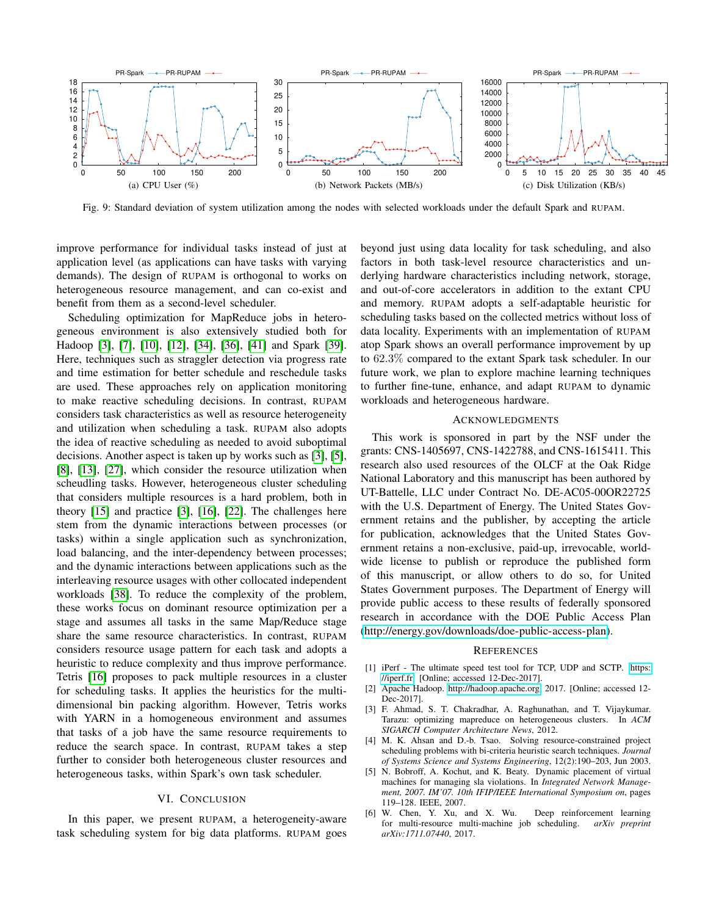Fig. 9: Standard deviation of system utilization among the nodes with selected workloads under the default Spark and RUPAM.

(a) CPU User (%)

(b) Network Packets (MB/s)

(c) Disk Utilization (KB/s)

improve performance for individual tasks instead of just at application level (as applications can have tasks with varying demands). The design of RUPAM is orthogonal to works on heterogeneous resource management, and can co-exist and benefit from them as a second-level scheduler.

Scheduling optimization for MapReduce jobs in heterogeneous environment is also extensively studied both for Hadoop [3], [7], [10], [12], [34], [36], [41] and Spark [39]. Here, techniques such as straggler detection via progress rate and time estimation for better schedule and reschedule tasks are used. These approaches rely on application monitoring to make reactive scheduling decisions. In contrast, RUPAM considers task characteristics as well as resource heterogeneity and utilization when scheduling a task. RUPAM also adopts the idea of reactive scheduling as needed to avoid suboptimal decisions. Another aspect is taken up by works such as [3], [5], [8], [13], [27], which consider the resource utilization when scheudling tasks. However, heterogeneous cluster scheduling that considers multiple resources is a hard problem, both in theory [15] and practice [3], [16], [22]. The challenges here stem from the dynamic interactions between processes (or tasks) within a single application such as synchronization, load balancing, and the inter-dependency between processes; and the dynamic interactions between applications such as the interleaving resource usages with other collocated independent workloads [38]. To reduce the complexity of the problem, these works focus on dominant resource optimization per a stage and assumes all tasks in the same Map/Reduce stage share the same resource characteristics. In contrast, RUPAM considers resource usage pattern for each task and adopts a heuristic to reduce complexity and thus improve performance. Tetris [16] proposes to pack multiple resources in a cluster for scheduling tasks. It applies the heuristics for the multi-dimensional bin packing algorithm. However, Tetris works with YARN in a homogeneous environment and assumes that tasks of a job have the same resource requirements to reduce the search space. In contrast, RUPAM takes a step further to consider both heterogeneous cluster resources and heterogeneous tasks, within Spark's own task scheduler.

## VI. Conclusion

In this paper, we present RUPAM, a heterogeneity-aware task scheduling system for big data platforms. RUPAM goes beyond just using data locality for task scheduling, and also factors in both task-level resource characteristics and underlying hardware characteristics including network, storage, and out-of-core accelerators in addition to the extant CPU and memory. RUPAM adopts a self-adaptable heuristic for scheduling tasks based on the collected metrics without loss of data locality. Experiments with an implementation of RUPAM atop Spark shows an overall performance improvement by up to 62.3% compared to the extant Spark task scheduler. In our future work, we plan to explore machine learning techniques to further fine-tune, enhance, and adapt RUPAM to dynamic workloads and heterogeneous hardware.

## Acknowledgments

This work is sponsored in part by the NSF under the grants: CNS-1405697, CNS-1422788, and CNS-1615411. This research also used resources of the OLCF at the Oak Ridge National Laboratory and this manuscript has been authored by UT-Battelle, LLC under Contract No. DE-AC05-00OR22725 with the U.S. Department of Energy. The United States Government retains and the publisher, by accepting the article for publication, acknowledges that the United States Government retains a non-exclusive, paid-up, irrevocable, world-wide license to publish or reproduce the published form of this manuscript, or allow others to do so, for United States Government purposes. The Department of Energy will provide public access to these results of federally sponsored research in accordance with the DOE Public Access Plan (http://energy.gov/downloads/doe-public-access-plan).

## References

[1] iPerf - The ultimate speed test tool for TCP, UDP and SCTP. https://iperf.fr. [Online; accessed 12-Dec-2017].

[2] Apache Hadoop. http://hadoop.apache.org, 2017. [Online; accessed 12-Dec-2017].

[3] F. Ahmad, S. T. Chakradhar, A. Raghunathan, and T. Vijaykumar. Tarazu: optimizing mapreduce on heterogeneous clusters. In *ACM SIGARCH Computer Architecture News*, 2012.

[4] M. K. Ahsan and D.-b. Tsao. Solving resource-constrained project scheduling problems with bi-criteria heuristic search techniques. *Journal of Systems Science and Systems Engineering*, 12(2):190–203, Jun 2003.

[5] N. Bobroff, A. Kochut, and K. Beaty. Dynamic placement of virtual machines for managing sla violations. In *Integrated Network Management, 2007. IM'07. 10th IFIP/IEEE International Symposium on*, pages 119–128. IEEE, 2007.

[6] W. Chen, Y. Xu, and X. Wu. Deep reinforcement learning for multi-resource multi-machine job scheduling. *arXiv preprint arXiv:1711.07440*, 2017.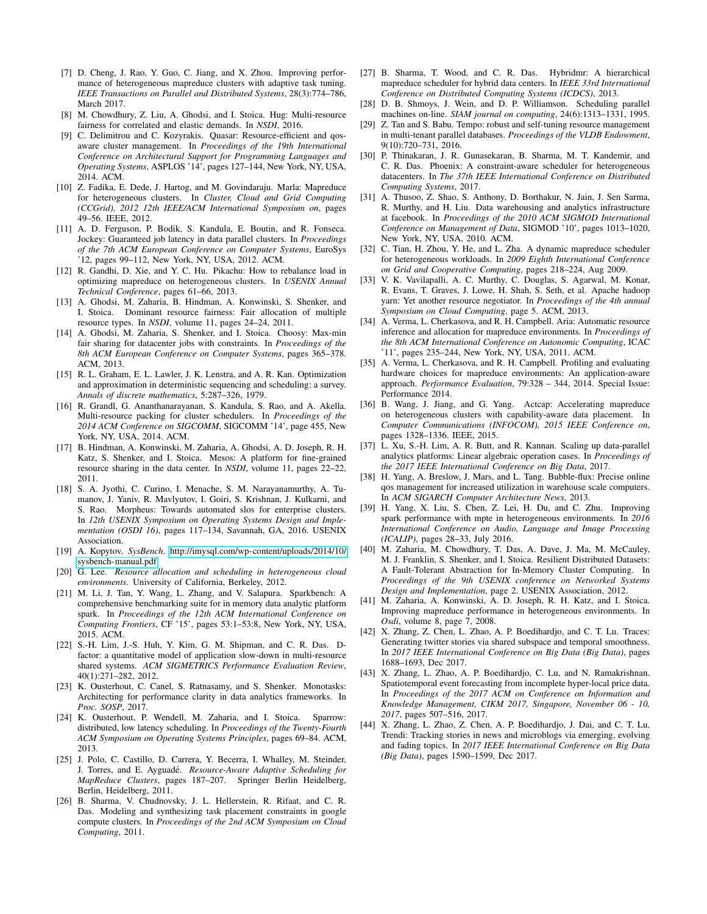- [7] D. Cheng, J. Rao, Y. Guo, C. Jiang, and X. Zhou. Improving performance of heterogeneous mapreduce clusters with adaptive task tuning. *IEEE Transactions on Parallel and Distributed Systems*, 28(3):774–786, March 2017.
- [8] M. Chowdhury, Z. Liu, A. Ghodsi, and I. Stoica. Hug: Multi-resource fairness for correlated and elastic demands. In *NSDI*, 2016.
- [9] C. Delimitrou and C. Kozyrakis. Quasar: Resource-efficient and qos-aware cluster management. In *Proceedings of the 19th International Conference on Architectural Support for Programming Languages and Operating Systems*, ASPLOS '14', pages 127–144, New York, NY, USA, 2014. ACM.
- [10] Z. Fadika, E. Dede, J. Hartog, and M. Govindaraju. Marla: Mapreduce for heterogeneous clusters. In *Cluster, Cloud and Grid Computing (CCGrid), 2012 12th IEEE/ACM International Symposium on*, pages 49–56. IEEE, 2012.
- [11] A. D. Ferguson, P. Bodik, S. Kandula, E. Boutin, and R. Fonseca. Jockey: Guaranteed job latency in data parallel clusters. In *Proceedings of the 7th ACM European Conference on Computer Systems*, EuroSys '12, pages 99–112, New York, NY, USA, 2012. ACM.
- [12] R. Gandhi, D. Xie, and Y. C. Hu. Pikachu: How to rebalance load in optimizing mapreduce on heterogeneous clusters. In *USENIX Annual Technical Conference*, pages 61–66, 2013.
- [13] A. Ghodsi, M. Zaharia, B. Hindman, A. Konwinski, S. Shenker, and I. Stoica. Dominant resource fairness: Fair allocation of multiple resource types. In *NSDI*, volume 11, pages 24–24, 2011.
- [14] A. Ghodsi, M. Zaharia, S. Shenker, and I. Stoica. Choosy: Max-min fair sharing for datacenter jobs with constraints. In *Proceedings of the 8th ACM European Conference on Computer Systems*, pages 365–378. ACM, 2013.
- [15] R. L. Graham, E. L. Lawler, J. K. Lenstra, and A. R. Kan. Optimization and approximation in deterministic sequencing and scheduling: a survey. *Annals of discrete mathematics*, 5:287–326, 1979.
- [16] R. Grandl, G. Ananthanarayanan, S. Kandula, S. Rao, and A. Akella. Multi-resource packing for cluster schedulers. In *Proceedings of the 2014 ACM Conference on SIGCOMM*, SIGCOMM '14', page 455, New York, NY, USA, 2014. ACM.
- [17] B. Hindman, A. Konwinski, M. Zaharia, A. Ghodsi, A. D. Joseph, R. H. Katz, S. Shenker, and I. Stoica. Mesos: A platform for fine-grained resource sharing in the data center. In *NSDI*, volume 11, pages 22–22, 2011.
- [18] S. A. Jyothi, C. Curino, I. Menache, S. M. Narayanamurthy, A. Tumanov, J. Yaniv, R. Mavlyutov, I. Goiri, S. Krishnan, J. Kulkarni, and S. Rao. Morpheus: Towards automated slos for enterprise clusters. In *12th USENIX Symposium on Operating Systems Design and Implementation (OSDI 16)*, pages 117–134, Savannah, GA, 2016. USENIX Association.
- [19] A. Kopytov. *SysBench*. http://imysql.com/wp-content/uploads/2014/10/sysbench-manual.pdf.
- [20] G. Lee. *Resource allocation and scheduling in heterogeneous cloud environments*. University of California, Berkeley, 2012.
- [21] M. Li, J. Tan, Y. Wang, L. Zhang, and V. Salapura. Sparkbench: A comprehensive benchmarking suite for in memory data analytic platform spark. In *Proceedings of the 12th ACM International Conference on Computing Frontiers*, CF '15', pages 53:1–53:8, New York, NY, USA, 2015. ACM.
- [22] S.-H. Lim, J.-S. Huh, Y. Kim, G. M. Shipman, and C. R. Das. D-factor: a quantitative model of application slow-down in multi-resource shared systems. *ACM SIGMETRICS Performance Evaluation Review*, 40(1):271–282, 2012.
- [23] K. Ousterhout, C. Canel, S. Ratnasamy, and S. Shenker. Monotasks: Architecting for performance clarity in data analytics frameworks. In *Proc. SOSP*, 2017.
- [24] K. Ousterhout, P. Wendell, M. Zaharia, and I. Stoica. Sparrow: distributed, low latency scheduling. In *Proceedings of the Twenty-Fourth ACM Symposium on Operating Systems Principles*, pages 69–84. ACM, 2013.
- [25] J. Polo, C. Castillo, D. Carrera, Y. Becerra, I. Whalley, M. Steinder, J. Torres, and E. Ayguadé. *Resource-Aware Adaptive Scheduling for MapReduce Clusters*, pages 187–207. Springer Berlin Heidelberg, Berlin, Heidelberg, 2011.
- [26] B. Sharma, V. Chudnovsky, J. L. Hellerstein, R. Rifaat, and C. R. Das. Modeling and synthesizing task placement constraints in google compute clusters. In *Proceedings of the 2nd ACM Symposium on Cloud Computing*, 2011.
- [27] B. Sharma, T. Wood, and C. R. Das. Hybridmr: A hierarchical mapreduce scheduler for hybrid data centers. In *IEEE 33rd International Conference on Distributed Computing Systems (ICDCS)*, 2013.
- [28] D. B. Shmoys, J. Wein, and D. P. Williamson. Scheduling parallel machines on-line. *SIAM journal on computing*, 24(6):1313–1331, 1995.
- [29] Z. Tan and S. Babu. Tempo: robust and self-tuning resource management in multi-tenant parallel databases. *Proceedings of the VLDB Endowment*, 9(10):720–731, 2016.
- [30] P. Thinakaran, J. R. Gunasekaran, B. Sharma, M. T. Kandemir, and C. R. Das. Phoenix: A constraint-aware scheduler for heterogeneous datacenters. In *The 37th IEEE International Conference on Distributed Computing Systems*, 2017.
- [31] A. Thusoo, Z. Shao, S. Anthony, D. Borthakur, N. Jain, J. Sen Sarma, R. Murthy, and H. Liu. Data warehousing and analytics infrastructure at facebook. In *Proceedings of the 2010 ACM SIGMOD International Conference on Management of Data*, SIGMOD '10', pages 1013–1020, New York, NY, USA, 2010. ACM.
- [32] C. Tian, H. Zhou, Y. He, and L. Zha. A dynamic mapreduce scheduler for heterogeneous workloads. In *2009 Eighth International Conference on Grid and Cooperative Computing*, pages 218–224, Aug 2009.
- [33] V. K. Vavilapalli, A. C. Murthy, C. Douglas, S. Agarwal, M. Konar, R. Evans, T. Graves, J. Lowe, H. Shah, S. Seth, et al. Apache hadoop yarn: Yet another resource negotiator. In *Proceedings of the 4th annual Symposium on Cloud Computing*, page 5. ACM, 2013.
- [34] A. Verma, L. Cherkasova, and R. H. Campbell. Aria: Automatic resource inference and allocation for mapreduce environments. In *Proceedings of the 8th ACM International Conference on Autonomic Computing*, ICAC '11', pages 235–244, New York, NY, USA, 2011. ACM.
- [35] A. Verma, L. Cherkasova, and R. H. Campbell. Profiling and evaluating hardware choices for mapreduce environments: An application-aware approach. *Performance Evaluation*, 79:328 – 344, 2014. Special Issue: Performance 2014.
- [36] B. Wang, J. Jiang, and G. Yang. Actcap: Accelerating mapreduce on heterogeneous clusters with capability-aware data placement. In *Computer Communications (INFOCOM), 2015 IEEE Conference on*, pages 1328–1336. IEEE, 2015.
- [37] L. Xu, S.-H. Lim, A. R. Butt, and R. Kannan. Scaling up data-parallel analytics platforms: Linear algebraic operation cases. In *Proceedings of the 2017 IEEE International Conference on Big Data*, 2017.
- [38] H. Yang, A. Breslow, J. Mars, and L. Tang. Bubble-flux: Precise online qos management for increased utilization in warehouse scale computers. In *ACM SIGARCH Computer Architecture News*, 2013.
- [39] H. Yang, X. Liu, S. Chen, Z. Lei, H. Du, and C. Zhu. Improving spark performance with mpte in heterogeneous environments. In *2016 International Conference on Audio, Language and Image Processing (ICALIP)*, pages 28–33, July 2016.
- [40] M. Zaharia, M. Chowdhury, T. Das, A. Dave, J. Ma, M. McCauley, M. J. Franklin, S. Shenker, and I. Stoica. Resilient Distributed Datasets: A Fault-Tolerant Abstraction for In-Memory Cluster Computing. In *Proceedings of the 9th USENIX conference on Networked Systems Design and Implementation*, page 2. USENIX Association, 2012.
- [41] M. Zaharia, A. Konwinski, A. D. Joseph, R. H. Katz, and I. Stoica. Improving mapreduce performance in heterogeneous environments. In *Osdi*, volume 8, page 7, 2008.
- [42] X. Zhang, Z. Chen, L. Zhao, A. P. Boedihardjo, and C. T. Lu. Traces: Generating twitter stories via shared subspace and temporal smoothness. In *2017 IEEE International Conference on Big Data (Big Data)*, pages 1688–1693, Dec 2017.
- [43] X. Zhang, L. Zhao, A. P. Boedihardjo, C. Lu, and N. Ramakrishnan. Spatiotemporal event forecasting from incomplete hyper-local price data. In *Proceedings of the 2017 ACM on Conference on Information and Knowledge Management, CIKM 2017, Singapore, November 06 - 10, 2017*, pages 507–516, 2017.
- [44] X. Zhang, L. Zhao, Z. Chen, A. P. Boedihardjo, J. Dai, and C. T. Lu. Trendi: Tracking stories in news and microblogs via emerging, evolving and fading topics. In *2017 IEEE International Conference on Big Data (Big Data)*, pages 1590–1599, Dec 2017.